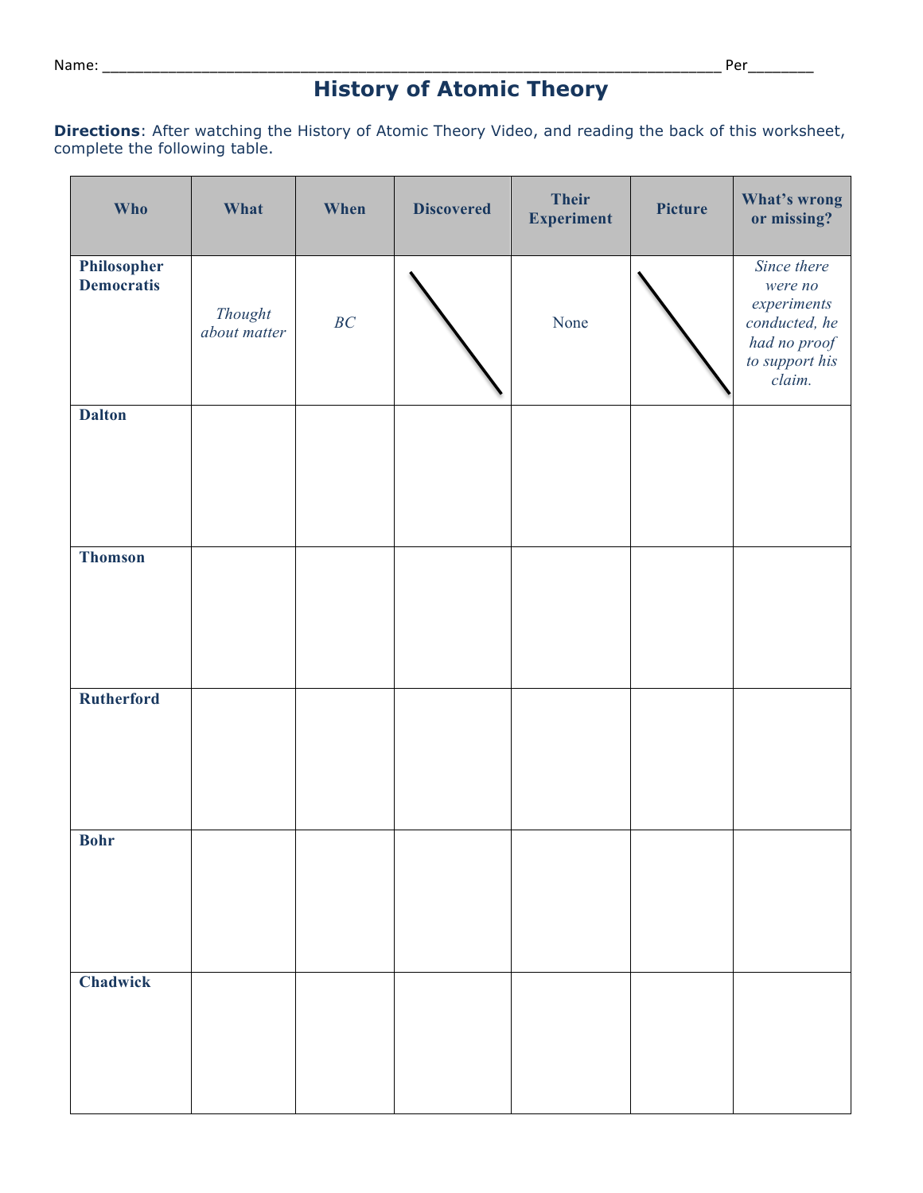Name: ___________________________________________________________________________ Per________

# History of Atomic Theory

**Directions**: After watching the History of Atomic Theory Video, and reading the back of this worksheet, complete the following table.

| Who | What | When | Discovered | Their Experiment | Picture | What's wrong or missing? |
|---|---|---|---|---|---|---|
| **Philosopher Democratis** | *Thought about matter* | *BC* | | None | | *Since there were no experiments conducted, he had no proof to support his claim.* |
| **Dalton** | | | | | | |
| **Thomson** | | | | | | |
| **Rutherford** | | | | | | |
| **Bohr** | | | | | | |
| **Chadwick** | | | | | | |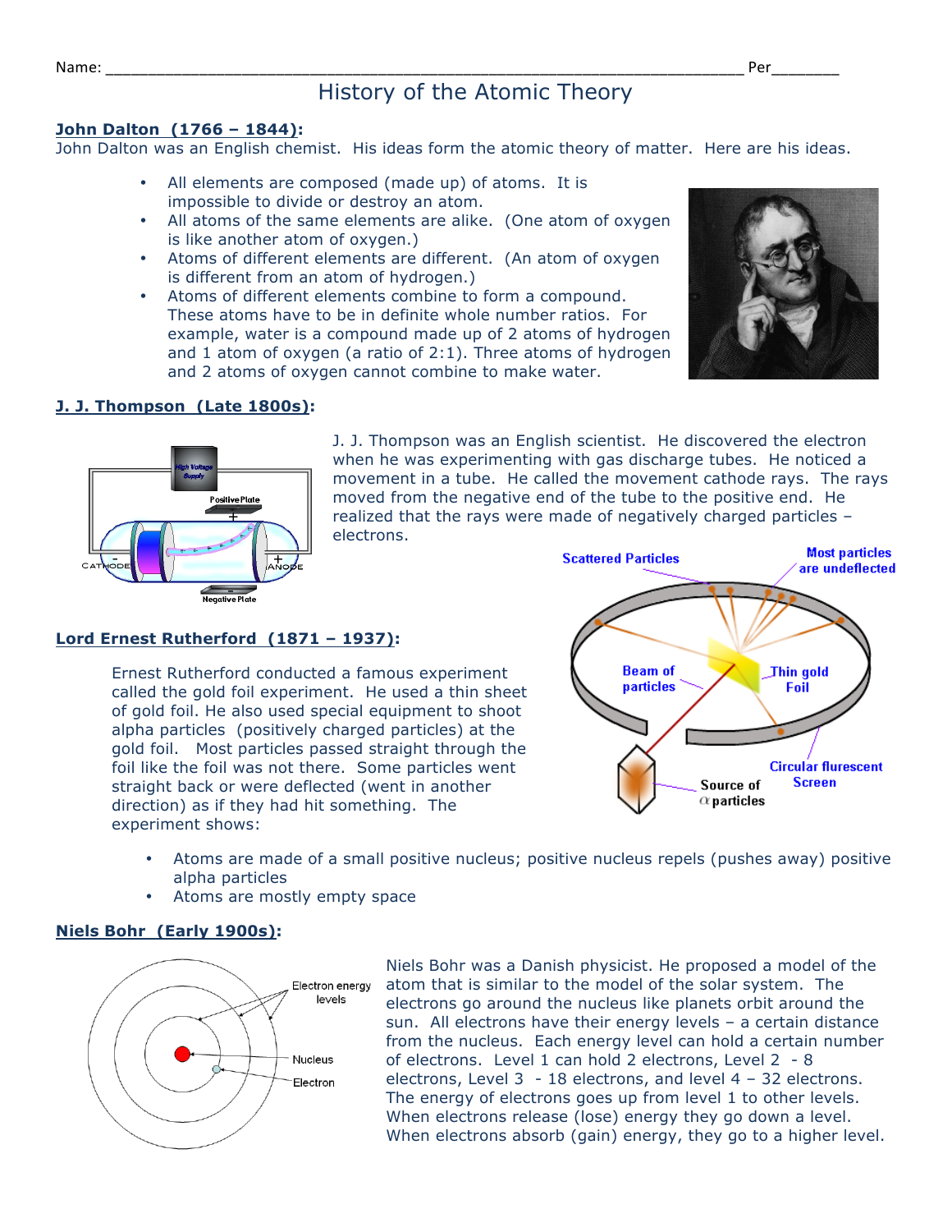Name: ___________________________________________________________________________ Per________

# History of the Atomic Theory

## John Dalton (1766 – 1844):

John Dalton was an English chemist. His ideas form the atomic theory of matter. Here are his ideas.

- All elements are composed (made up) of atoms. It is impossible to divide or destroy an atom.
- All atoms of the same elements are alike. (One atom of oxygen is like another atom of oxygen.)
- Atoms of different elements are different. (An atom of oxygen is different from an atom of hydrogen.)
- Atoms of different elements combine to form a compound. These atoms have to be in definite whole number ratios. For example, water is a compound made up of 2 atoms of hydrogen and 1 atom of oxygen (a ratio of 2:1). Three atoms of hydrogen and 2 atoms of oxygen cannot combine to make water.

## J. J. Thompson (Late 1800s):

High Voltage Supply
Positive Plate
CATHODE
ANODE
Negative Plate

J. J. Thompson was an English scientist. He discovered the electron when he was experimenting with gas discharge tubes. He noticed a movement in a tube. He called the movement cathode rays. The rays moved from the negative end of the tube to the positive end. He realized that the rays were made of negatively charged particles – electrons.

## Lord Ernest Rutherford (1871 – 1937):

Ernest Rutherford conducted a famous experiment called the gold foil experiment. He used a thin sheet of gold foil. He also used special equipment to shoot alpha particles (positively charged particles) at the gold foil. Most particles passed straight through the foil like the foil was not there. Some particles went straight back or were deflected (went in another direction) as if they had hit something. The experiment shows:

Scattered Particles
Most particles are undeflected
Beam of particles
Thin gold Foil
Circular flurescent Screen
Source of $\alpha$ particles

- Atoms are made of a small positive nucleus; positive nucleus repels (pushes away) positive alpha particles
- Atoms are mostly empty space

## Niels Bohr (Early 1900s):

Electron energy levels
Nucleus
Electron

Niels Bohr was a Danish physicist. He proposed a model of the atom that is similar to the model of the solar system. The electrons go around the nucleus like planets orbit around the sun. All electrons have their energy levels – a certain distance from the nucleus. Each energy level can hold a certain number of electrons. Level 1 can hold 2 electrons, Level 2 - 8 electrons, Level 3 - 18 electrons, and level 4 – 32 electrons. The energy of electrons goes up from level 1 to other levels. When electrons release (lose) energy they go down a level. When electrons absorb (gain) energy, they go to a higher level.